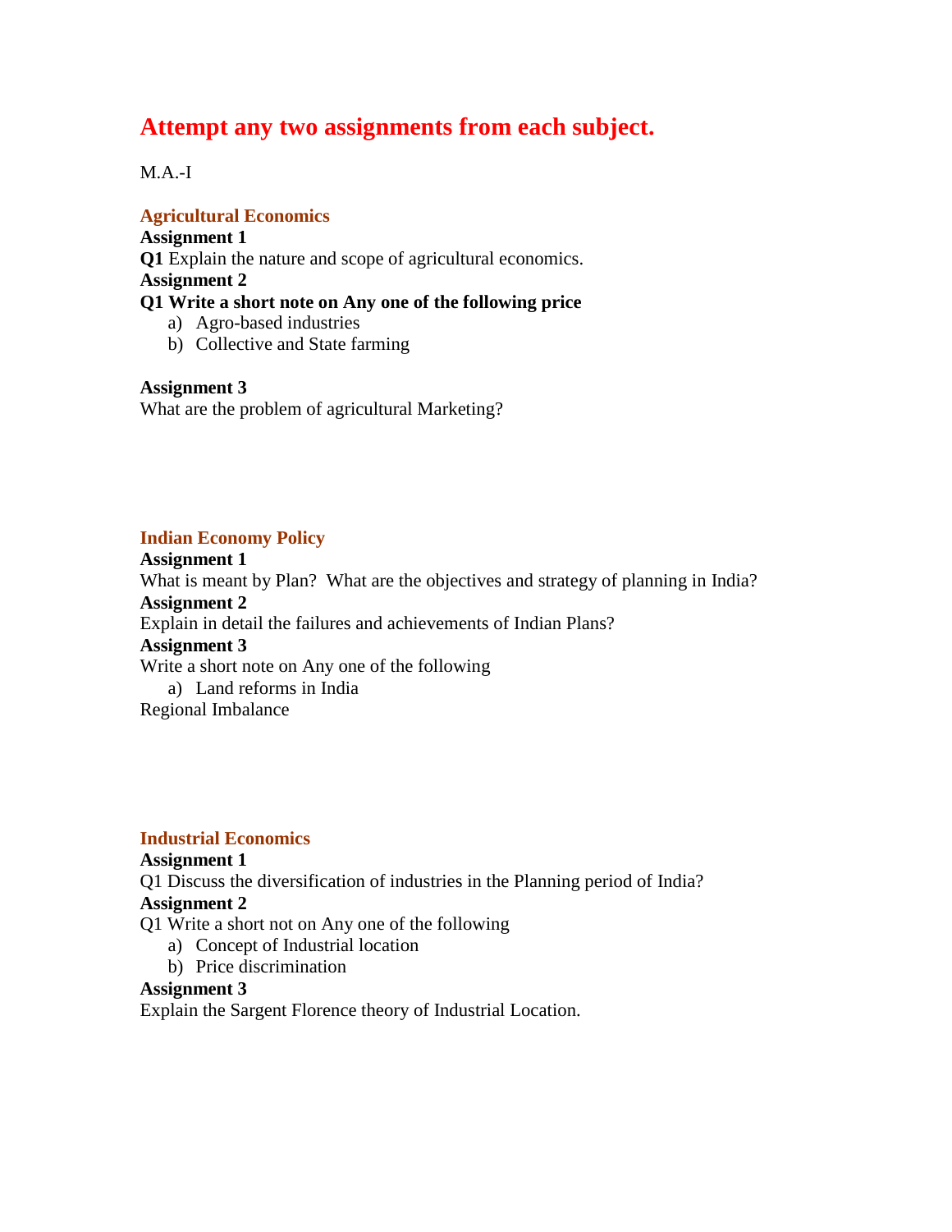# Attempt any two assignments from each subject.

M.A.-I

## Agricultural Economics

**Assignment 1**

**Q1** Explain the nature and scope of agricultural economics.

**Assignment 2**

**Q1 Write a short note on Any one of the following price**

a) Agro-based industries
b) Collective and State farming

**Assignment 3**

What are the problem of agricultural Marketing?

## Indian Economy Policy

**Assignment 1**

What is meant by Plan? What are the objectives and strategy of planning in India?

**Assignment 2**

Explain in detail the failures and achievements of Indian Plans?

**Assignment 3**

Write a short note on Any one of the following

a) Land reforms in India

Regional Imbalance

## Industrial Economics

**Assignment 1**

Q1 Discuss the diversification of industries in the Planning period of India?

**Assignment 2**

Q1 Write a short not on Any one of the following

a) Concept of Industrial location
b) Price discrimination

**Assignment 3**

Explain the Sargent Florence theory of Industrial Location.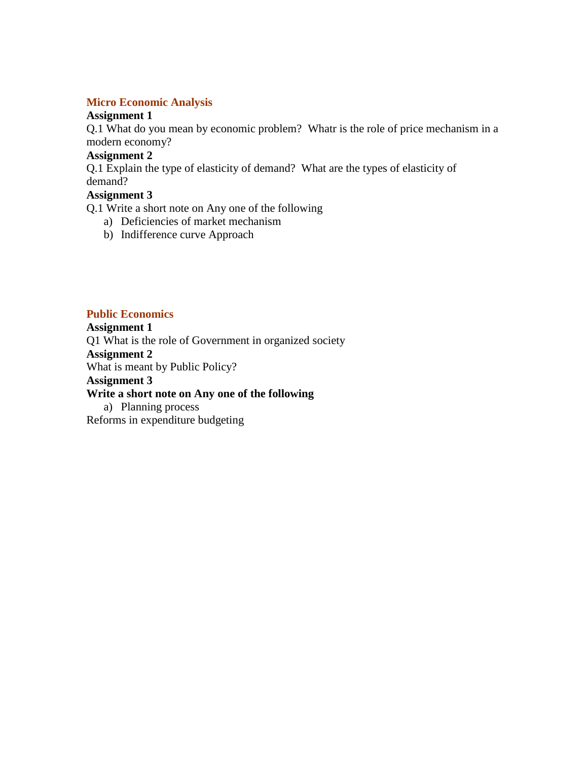## Micro Economic Analysis

**Assignment 1**

Q.1 What do you mean by economic problem? Whatr is the role of price mechanism in a modern economy?

**Assignment 2**

Q.1 Explain the type of elasticity of demand? What are the types of elasticity of demand?

**Assignment 3**

Q.1 Write a short note on Any one of the following

a) Deficiencies of market mechanism
b) Indifference curve Approach

## Public Economics

**Assignment 1**

Q1 What is the role of Government in organized society

**Assignment 2**

What is meant by Public Policy?

**Assignment 3**

**Write a short note on Any one of the following**

a) Planning process

Reforms in expenditure budgeting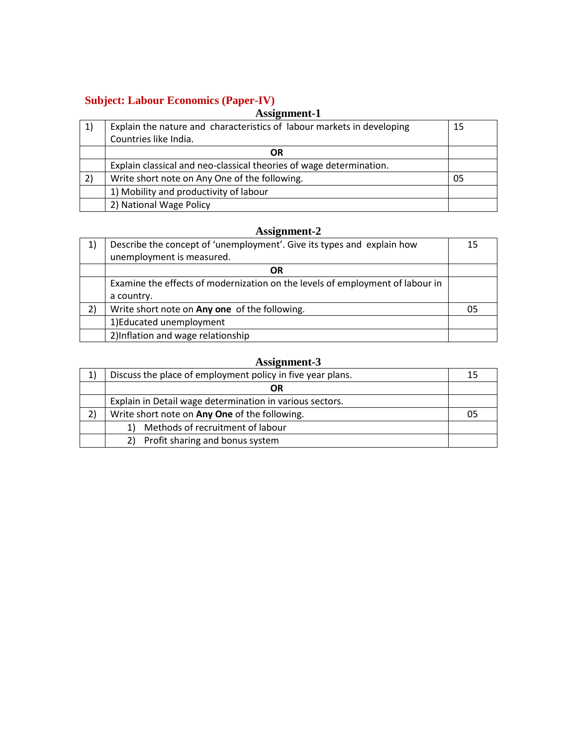## Subject: Labour Economics (Paper-IV)

### Assignment-1

| | | |
|---|---|---|
| 1) | Explain the nature and characteristics of labour markets in developing Countries like India. | 15 |
| | **OR** | |
| | Explain classical and neo-classical theories of wage determination. | |
| 2) | Write short note on Any One of the following. | 05 |
| | 1) Mobility and productivity of labour | |
| | 2) National Wage Policy | |

### Assignment-2

| | | |
|---|---|---|
| 1) | Describe the concept of 'unemployment'. Give its types and explain how unemployment is measured. | 15 |
| | **OR** | |
| | Examine the effects of modernization on the levels of employment of labour in a country. | |
| 2) | Write short note on **Any one** of the following. | 05 |
| | 1)Educated unemployment | |
| | 2)Inflation and wage relationship | |

### Assignment-3

| | | |
|---|---|---|
| 1) | Discuss the place of employment policy in five year plans. | 15 |
| | **OR** | |
| | Explain in Detail wage determination in various sectors. | |
| 2) | Write short note on **Any One** of the following. | 05 |
| | 1) Methods of recruitment of labour | |
| | 2) Profit sharing and bonus system | |